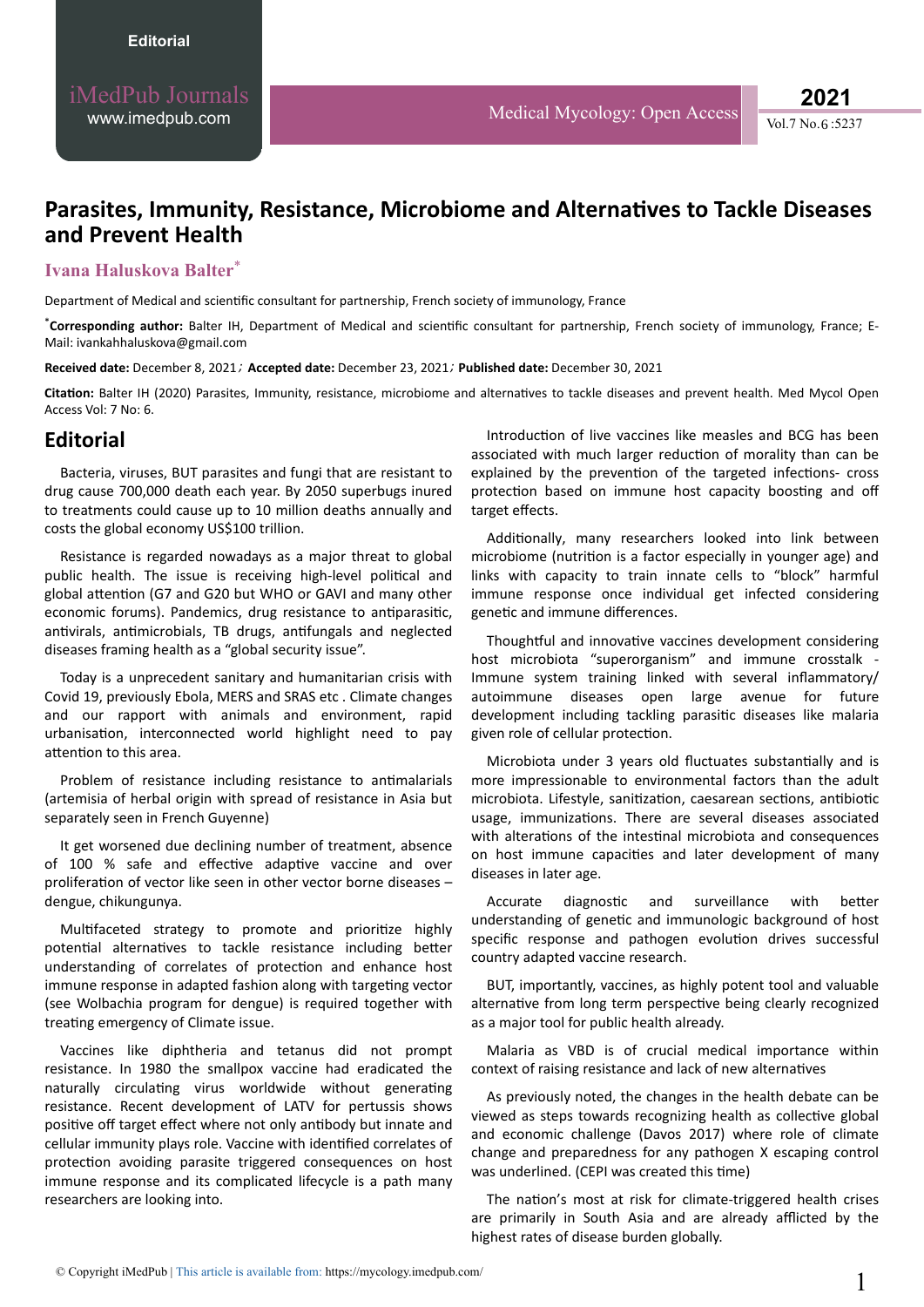# Parasites, Immunity, Resistance, Microbiome and Alternatives to Tackle Diseases and Prevent Health

**Ivana Haluskova Balter***

Department of Medical and scientific consultant for partnership, French society of immunology, France

***Corresponding author:** Balter IH, Department of Medical and scientific consultant for partnership, French society of immunology, France; E-Mail: ivankahhaluskova@gmail.com

**Received date:** December 8, 2021; **Accepted date:** December 23, 2021; **Published date:** December 30, 2021

**Citation:** Balter IH (2020) Parasites, Immunity, resistance, microbiome and alternatives to tackle diseases and prevent health. Med Mycol Open Access Vol: 7 No: 6.

## Editorial

Bacteria, viruses, BUT parasites and fungi that are resistant to drug cause 700,000 death each year. By 2050 superbugs inured to treatments could cause up to 10 million deaths annually and costs the global economy US$100 trillion.

Resistance is regarded nowadays as a major threat to global public health. The issue is receiving high-level political and global attention (G7 and G20 but WHO or GAVI and many other economic forums). Pandemics, drug resistance to antiparasitic, antivirals, antimicrobials, TB drugs, antifungals and neglected diseases framing health as a "global security issue".

Today is a unprecedent sanitary and humanitarian crisis with Covid 19, previously Ebola, MERS and SRAS etc . Climate changes and our rapport with animals and environment, rapid urbanisation, interconnected world highlight need to pay attention to this area.

Problem of resistance including resistance to antimalarials (artemisia of herbal origin with spread of resistance in Asia but separately seen in French Guyenne)

It get worsened due declining number of treatment, absence of 100 % safe and effective adaptive vaccine and over proliferation of vector like seen in other vector borne diseases – dengue, chikungunya.

Multifaceted strategy to promote and prioritize highly potential alternatives to tackle resistance including better understanding of correlates of protection and enhance host immune response in adapted fashion along with targeting vector (see Wolbachia program for dengue) is required together with treating emergency of Climate issue.

Vaccines like diphtheria and tetanus did not prompt resistance. In 1980 the smallpox vaccine had eradicated the naturally circulating virus worldwide without generating resistance. Recent development of LATV for pertussis shows positive off target effect where not only antibody but innate and cellular immunity plays role. Vaccine with identified correlates of protection avoiding parasite triggered consequences on host immune response and its complicated lifecycle is a path many researchers are looking into.

Introduction of live vaccines like measles and BCG has been associated with much larger reduction of morality than can be explained by the prevention of the targeted infections- cross protection based on immune host capacity boosting and off target effects.

Additionally, many researchers looked into link between microbiome (nutrition is a factor especially in younger age) and links with capacity to train innate cells to "block" harmful immune response once individual get infected considering genetic and immune differences.

Thoughtful and innovative vaccines development considering host microbiota "superorganism" and immune crosstalk - Immune system training linked with several inflammatory/ autoimmune diseases open large avenue for future development including tackling parasitic diseases like malaria given role of cellular protection.

Microbiota under 3 years old fluctuates substantially and is more impressionable to environmental factors than the adult microbiota. Lifestyle, sanitization, caesarean sections, antibiotic usage, immunizations. There are several diseases associated with alterations of the intestinal microbiota and consequences on host immune capacities and later development of many diseases in later age.

Accurate diagnostic and surveillance with better understanding of genetic and immunologic background of host specific response and pathogen evolution drives successful country adapted vaccine research.

BUT, importantly, vaccines, as highly potent tool and valuable alternative from long term perspective being clearly recognized as a major tool for public health already.

Malaria as VBD is of crucial medical importance within context of raising resistance and lack of new alternatives

As previously noted, the changes in the health debate can be viewed as steps towards recognizing health as collective global and economic challenge (Davos 2017) where role of climate change and preparedness for any pathogen X escaping control was underlined. (CEPI was created this time)

The nation's most at risk for climate-triggered health crises are primarily in South Asia and are already afflicted by the highest rates of disease burden globally.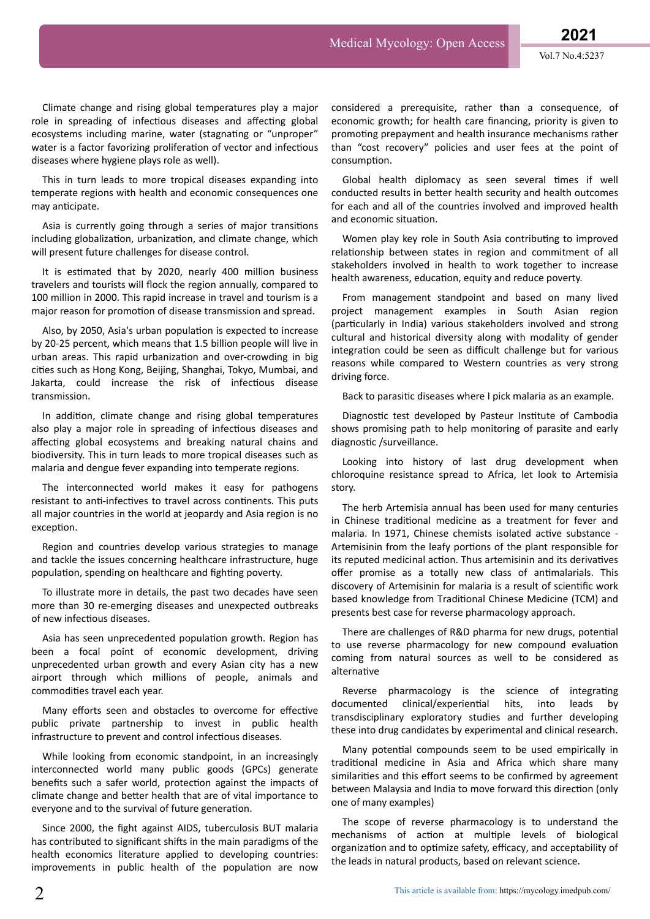Climate change and rising global temperatures play a major role in spreading of infectious diseases and affecting global ecosystems including marine, water (stagnating or "unproper" water is a factor favorizing proliferation of vector and infectious diseases where hygiene plays role as well).

This in turn leads to more tropical diseases expanding into temperate regions with health and economic consequences one may anticipate.

Asia is currently going through a series of major transitions including globalization, urbanization, and climate change, which will present future challenges for disease control.

It is estimated that by 2020, nearly 400 million business travelers and tourists will flock the region annually, compared to 100 million in 2000. This rapid increase in travel and tourism is a major reason for promotion of disease transmission and spread.

Also, by 2050, Asia's urban population is expected to increase by 20-25 percent, which means that 1.5 billion people will live in urban areas. This rapid urbanization and over-crowding in big cities such as Hong Kong, Beijing, Shanghai, Tokyo, Mumbai, and Jakarta, could increase the risk of infectious disease transmission.

In addition, climate change and rising global temperatures also play a major role in spreading of infectious diseases and affecting global ecosystems and breaking natural chains and biodiversity. This in turn leads to more tropical diseases such as malaria and dengue fever expanding into temperate regions.

The interconnected world makes it easy for pathogens resistant to anti-infectives to travel across continents. This puts all major countries in the world at jeopardy and Asia region is no exception.

Region and countries develop various strategies to manage and tackle the issues concerning healthcare infrastructure, huge population, spending on healthcare and fighting poverty.

To illustrate more in details, the past two decades have seen more than 30 re-emerging diseases and unexpected outbreaks of new infectious diseases.

Asia has seen unprecedented population growth. Region has been a focal point of economic development, driving unprecedented urban growth and every Asian city has a new airport through which millions of people, animals and commodities travel each year.

Many efforts seen and obstacles to overcome for effective public private partnership to invest in public health infrastructure to prevent and control infectious diseases.

While looking from economic standpoint, in an increasingly interconnected world many public goods (GPCs) generate benefits such a safer world, protection against the impacts of climate change and better health that are of vital importance to everyone and to the survival of future generation.

Since 2000, the fight against AIDS, tuberculosis BUT malaria has contributed to significant shifts in the main paradigms of the health economics literature applied to developing countries: improvements in public health of the population are now considered a prerequisite, rather than a consequence, of economic growth; for health care financing, priority is given to promoting prepayment and health insurance mechanisms rather than "cost recovery" policies and user fees at the point of consumption.

Global health diplomacy as seen several times if well conducted results in better health security and health outcomes for each and all of the countries involved and improved health and economic situation.

Women play key role in South Asia contributing to improved relationship between states in region and commitment of all stakeholders involved in health to work together to increase health awareness, education, equity and reduce poverty.

From management standpoint and based on many lived project management examples in South Asian region (particularly in India) various stakeholders involved and strong cultural and historical diversity along with modality of gender integration could be seen as difficult challenge but for various reasons while compared to Western countries as very strong driving force.

Back to parasitic diseases where I pick malaria as an example.

Diagnostic test developed by Pasteur Institute of Cambodia shows promising path to help monitoring of parasite and early diagnostic /surveillance.

Looking into history of last drug development when chloroquine resistance spread to Africa, let look to Artemisia story.

The herb Artemisia annual has been used for many centuries in Chinese traditional medicine as a treatment for fever and malaria. In 1971, Chinese chemists isolated active substance - Artemisinin from the leafy portions of the plant responsible for its reputed medicinal action. Thus artemisinin and its derivatives offer promise as a totally new class of antimalarials. This discovery of Artemisinin for malaria is a result of scientific work based knowledge from Traditional Chinese Medicine (TCM) and presents best case for reverse pharmacology approach.

There are challenges of R&D pharma for new drugs, potential to use reverse pharmacology for new compound evaluation coming from natural sources as well to be considered as alternative

Reverse pharmacology is the science of integrating documented clinical/experiential hits, into leads by transdisciplinary exploratory studies and further developing these into drug candidates by experimental and clinical research.

Many potential compounds seem to be used empirically in traditional medicine in Asia and Africa which share many similarities and this effort seems to be confirmed by agreement between Malaysia and India to move forward this direction (only one of many examples)

The scope of reverse pharmacology is to understand the mechanisms of action at multiple levels of biological organization and to optimize safety, efficacy, and acceptability of the leads in natural products, based on relevant science.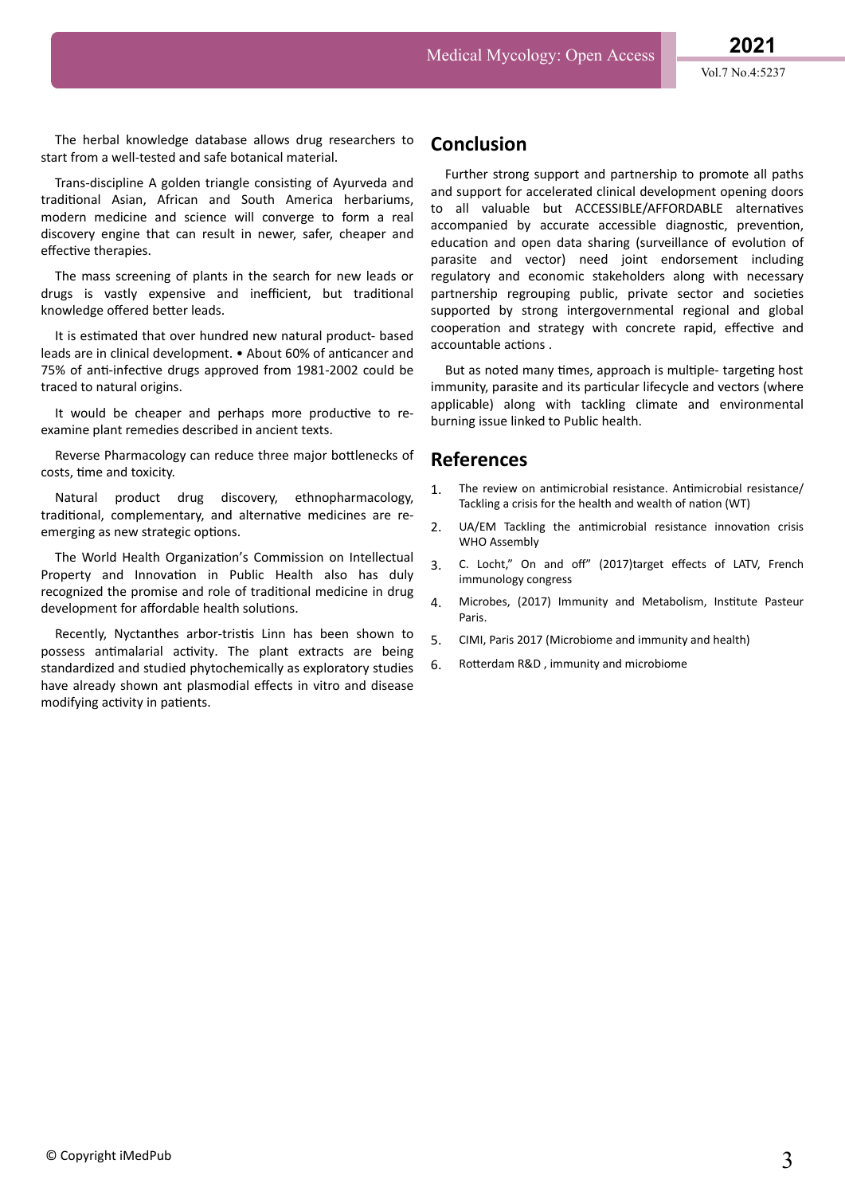The herbal knowledge database allows drug researchers to start from a well-tested and safe botanical material.

Trans-discipline A golden triangle consisting of Ayurveda and traditional Asian, African and South America herbariums, modern medicine and science will converge to form a real discovery engine that can result in newer, safer, cheaper and effective therapies.

The mass screening of plants in the search for new leads or drugs is vastly expensive and inefficient, but traditional knowledge offered better leads.

It is estimated that over hundred new natural product- based leads are in clinical development. • About 60% of anticancer and 75% of anti-infective drugs approved from 1981-2002 could be traced to natural origins.

It would be cheaper and perhaps more productive to re-examine plant remedies described in ancient texts.

Reverse Pharmacology can reduce three major bottlenecks of costs, time and toxicity.

Natural product drug discovery, ethnopharmacology, traditional, complementary, and alternative medicines are re-emerging as new strategic options.

The World Health Organization's Commission on Intellectual Property and Innovation in Public Health also has duly recognized the promise and role of traditional medicine in drug development for affordable health solutions.

Recently, Nyctanthes arbor-tristis Linn has been shown to possess antimalarial activity. The plant extracts are being standardized and studied phytochemically as exploratory studies have already shown ant plasmodial effects in vitro and disease modifying activity in patients.

## Conclusion

Further strong support and partnership to promote all paths and support for accelerated clinical development opening doors to all valuable but ACCESSIBLE/AFFORDABLE alternatives accompanied by accurate accessible diagnostic, prevention, education and open data sharing (surveillance of evolution of parasite and vector) need joint endorsement including regulatory and economic stakeholders along with necessary partnership regrouping public, private sector and societies supported by strong intergovernmental regional and global cooperation and strategy with concrete rapid, effective and accountable actions .

But as noted many times, approach is multiple- targeting host immunity, parasite and its particular lifecycle and vectors (where applicable) along with tackling climate and environmental burning issue linked to Public health.

## References

1. The review on antimicrobial resistance. Antimicrobial resistance/ Tackling a crisis for the health and wealth of nation (WT)
2. UA/EM Tackling the antimicrobial resistance innovation crisis WHO Assembly
3. C. Locht," On and off" (2017)target effects of LATV, French immunology congress
4. Microbes, (2017) Immunity and Metabolism, Institute Pasteur Paris.
5. CIMI, Paris 2017 (Microbiome and immunity and health)
6. Rotterdam R&D , immunity and microbiome